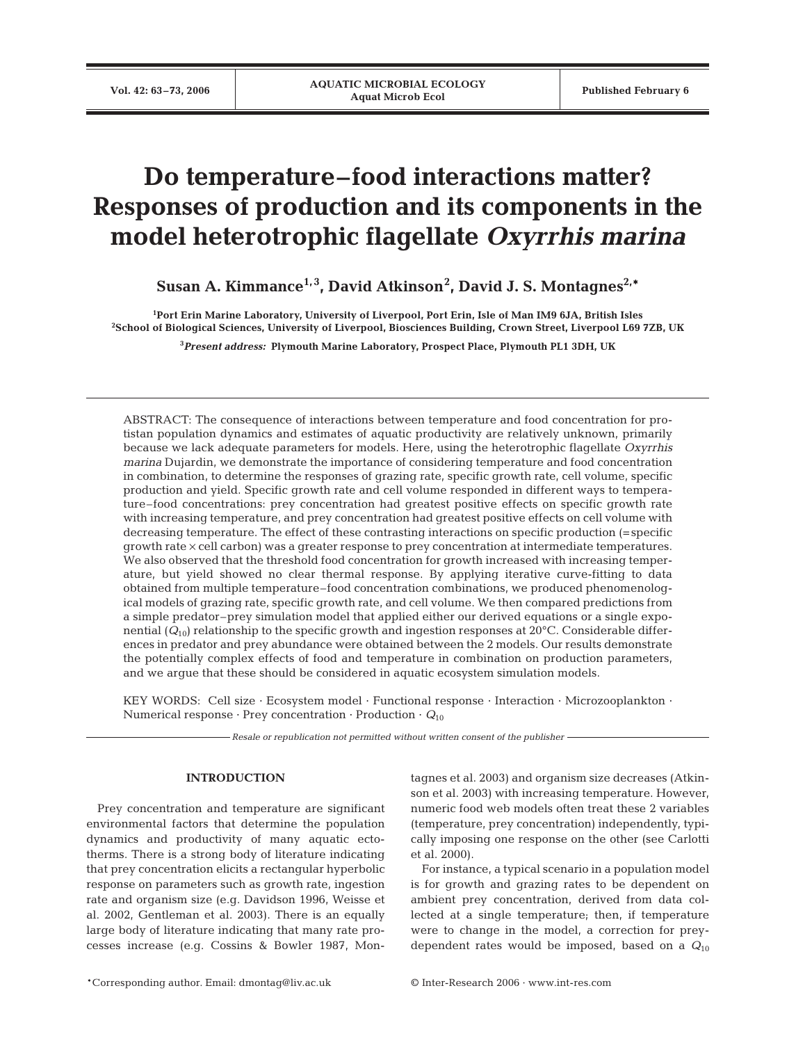# Do temperature–food interactions matter? Responses of production and its components in the model heterotrophic flagellate *Oxyrrhis marina*

**Susan A. Kimmance[1,3], David Atkinson[2], David J. S. Montagnes[2,*]**

[1]Port Erin Marine Laboratory, University of Liverpool, Port Erin, Isle of Man IM9 6JA, British Isles
[2]School of Biological Sciences, University of Liverpool, Biosciences Building, Crown Street, Liverpool L69 7ZB, UK

[3]*Present address:* Plymouth Marine Laboratory, Prospect Place, Plymouth PL1 3DH, UK

ABSTRACT: The consequence of interactions between temperature and food concentration for protistan population dynamics and estimates of aquatic productivity are relatively unknown, primarily because we lack adequate parameters for models. Here, using the heterotrophic flagellate *Oxyrrhis marina* Dujardin, we demonstrate the importance of considering temperature and food concentration in combination, to determine the responses of grazing rate, specific growth rate, cell volume, specific production and yield. Specific growth rate and cell volume responded in different ways to temperature–food concentrations: prey concentration had greatest positive effects on specific growth rate with increasing temperature, and prey concentration had greatest positive effects on cell volume with decreasing temperature. The effect of these contrasting interactions on specific production (= specific growth rate × cell carbon) was a greater response to prey concentration at intermediate temperatures. We also observed that the threshold food concentration for growth increased with increasing temperature, but yield showed no clear thermal response. By applying iterative curve-fitting to data obtained from multiple temperature–food concentration combinations, we produced phenomenological models of grazing rate, specific growth rate, and cell volume. We then compared predictions from a simple predator–prey simulation model that applied either our derived equations or a single exponential ($Q_{10}$) relationship to the specific growth and ingestion responses at 20°C. Considerable differences in predator and prey abundance were obtained between the 2 models. Our results demonstrate the potentially complex effects of food and temperature in combination on production parameters, and we argue that these should be considered in aquatic ecosystem simulation models.

KEY WORDS: Cell size · Ecosystem model · Functional response · Interaction · Microzooplankton · Numerical response · Prey concentration · Production · $Q_{10}$

*Resale or republication not permitted without written consent of the publisher*

## INTRODUCTION

Prey concentration and temperature are significant environmental factors that determine the population dynamics and productivity of many aquatic ectotherms. There is a strong body of literature indicating that prey concentration elicits a rectangular hyperbolic response on parameters such as growth rate, ingestion rate and organism size (e.g. Davidson 1996, Weisse et al. 2002, Gentleman et al. 2003). There is an equally large body of literature indicating that many rate processes increase (e.g. Cossins & Bowler 1987, Montagnes et al. 2003) and organism size decreases (Atkinson et al. 2003) with increasing temperature. However, numeric food web models often treat these 2 variables (temperature, prey concentration) independently, typically imposing one response on the other (see Carlotti et al. 2000).

For instance, a typical scenario in a population model is for growth and grazing rates to be dependent on ambient prey concentration, derived from data collected at a single temperature; then, if temperature were to change in the model, a correction for prey-dependent rates would be imposed, based on a $Q_{10}$

*Corresponding author. Email: dmontag@liv.ac.uk

© Inter-Research 2006 · www.int-res.com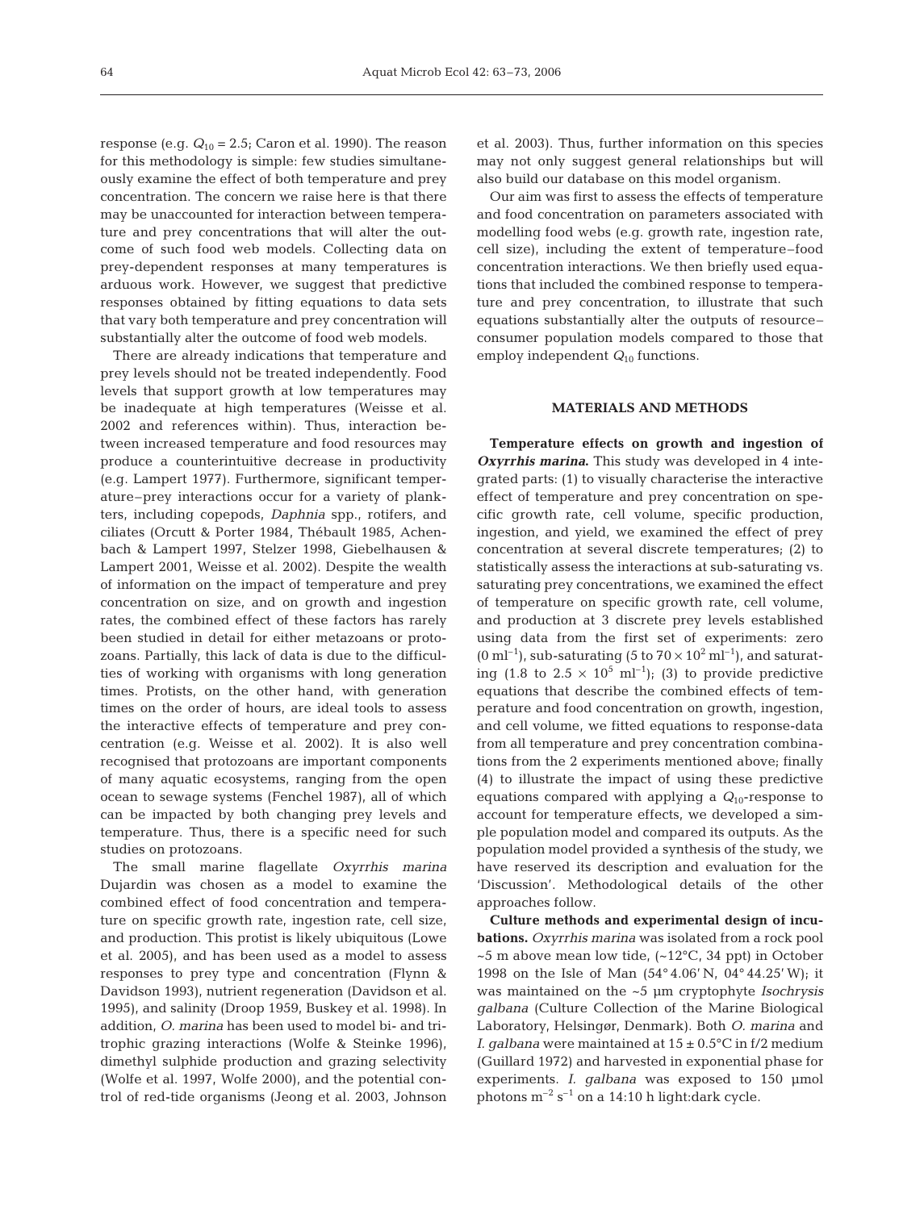response (e.g. $Q_{10}$ = 2.5; Caron et al. 1990). The reason for this methodology is simple: few studies simultaneously examine the effect of both temperature and prey concentration. The concern we raise here is that there may be unaccounted for interaction between temperature and prey concentrations that will alter the outcome of such food web models. Collecting data on prey-dependent responses at many temperatures is arduous work. However, we suggest that predictive responses obtained by fitting equations to data sets that vary both temperature and prey concentration will substantially alter the outcome of food web models.

There are already indications that temperature and prey levels should not be treated independently. Food levels that support growth at low temperatures may be inadequate at high temperatures (Weisse et al. 2002 and references within). Thus, interaction between increased temperature and food resources may produce a counterintuitive decrease in productivity (e.g. Lampert 1977). Furthermore, significant temperature–prey interactions occur for a variety of plankters, including copepods, *Daphnia* spp., rotifers, and ciliates (Orcutt & Porter 1984, Thébault 1985, Achenbach & Lampert 1997, Stelzer 1998, Giebelhausen & Lampert 2001, Weisse et al. 2002). Despite the wealth of information on the impact of temperature and prey concentration on size, and on growth and ingestion rates, the combined effect of these factors has rarely been studied in detail for either metazoans or protozoans. Partially, this lack of data is due to the difficulties of working with organisms with long generation times. Protists, on the other hand, with generation times on the order of hours, are ideal tools to assess the interactive effects of temperature and prey concentration (e.g. Weisse et al. 2002). It is also well recognised that protozoans are important components of many aquatic ecosystems, ranging from the open ocean to sewage systems (Fenchel 1987), all of which can be impacted by both changing prey levels and temperature. Thus, there is a specific need for such studies on protozoans.

The small marine flagellate *Oxyrrhis marina* Dujardin was chosen as a model to examine the combined effect of food concentration and temperature on specific growth rate, ingestion rate, cell size, and production. This protist is likely ubiquitous (Lowe et al. 2005), and has been used as a model to assess responses to prey type and concentration (Flynn & Davidson 1993), nutrient regeneration (Davidson et al. 1995), and salinity (Droop 1959, Buskey et al. 1998). In addition, *O. marina* has been used to model bi- and tri-trophic grazing interactions (Wolfe & Steinke 1996), dimethyl sulphide production and grazing selectivity (Wolfe et al. 1997, Wolfe 2000), and the potential control of red-tide organisms (Jeong et al. 2003, Johnson et al. 2003). Thus, further information on this species may not only suggest general relationships but will also build our database on this model organism.

Our aim was first to assess the effects of temperature and food concentration on parameters associated with modelling food webs (e.g. growth rate, ingestion rate, cell size), including the extent of temperature–food concentration interactions. We then briefly used equations that included the combined response to temperature and prey concentration, to illustrate that such equations substantially alter the outputs of resource–consumer population models compared to those that employ independent $Q_{10}$ functions.

## MATERIALS AND METHODS

**Temperature effects on growth and ingestion of *Oxyrrhis marina*.** This study was developed in 4 integrated parts: (1) to visually characterise the interactive effect of temperature and prey concentration on specific growth rate, cell volume, specific production, ingestion, and yield, we examined the effect of prey concentration at several discrete temperatures; (2) to statistically assess the interactions at sub-saturating vs. saturating prey concentrations, we examined the effect of temperature on specific growth rate, cell volume, and production at 3 discrete prey levels established using data from the first set of experiments: zero ($0\ ml^{-1}$), sub-saturating ($5$ to $70 \times 10^2\ ml^{-1}$), and saturating ($1.8$ to $2.5 \times 10^5\ ml^{-1}$); (3) to provide predictive equations that describe the combined effects of temperature and food concentration on growth, ingestion, and cell volume, we fitted equations to response-data from all temperature and prey concentration combinations from the 2 experiments mentioned above; finally (4) to illustrate the impact of using these predictive equations compared with applying a $Q_{10}$-response to account for temperature effects, we developed a simple population model and compared its outputs. As the population model provided a synthesis of the study, we have reserved its description and evaluation for the 'Discussion'. Methodological details of the other approaches follow.

**Culture methods and experimental design of incubations.** *Oxyrrhis marina* was isolated from a rock pool ~5 m above mean low tide, (~12°C, 34 ppt) in October 1998 on the Isle of Man (54° 4.06' N, 04° 44.25' W); it was maintained on the ~5 µm cryptophyte *Isochrysis galbana* (Culture Collection of the Marine Biological Laboratory, Helsingør, Denmark). Both *O. marina* and *I. galbana* were maintained at 15 ± 0.5°C in f/2 medium (Guillard 1972) and harvested in exponential phase for experiments. *I. galbana* was exposed to 150 µmol photons $m^{-2}\ s^{-1}$ on a 14:10 h light:dark cycle.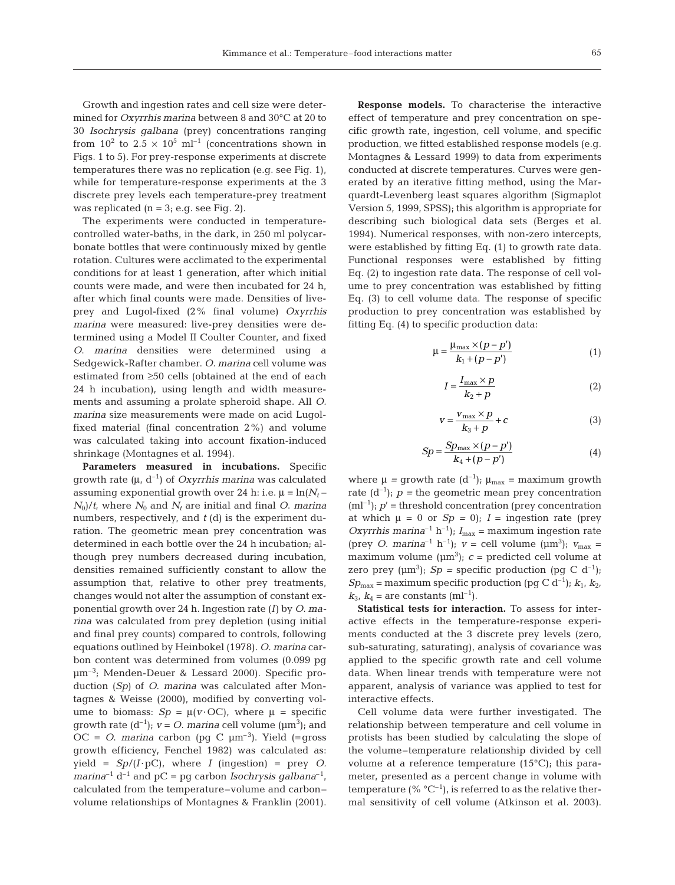Growth and ingestion rates and cell size were determined for *Oxyrrhis marina* between 8 and 30°C at 20 to 30 *Isochrysis galbana* (prey) concentrations ranging from $10^2$ to $2.5 \times 10^5$ ml$^{-1}$ (concentrations shown in Figs. 1 to 5). For prey-response experiments at discrete temperatures there was no replication (e.g. see Fig. 1), while for temperature-response experiments at the 3 discrete prey levels each temperature-prey treatment was replicated (n = 3; e.g. see Fig. 2).

The experiments were conducted in temperature-controlled water-baths, in the dark, in 250 ml polycarbonate bottles that were continuously mixed by gentle rotation. Cultures were acclimated to the experimental conditions for at least 1 generation, after which initial counts were made, and were then incubated for 24 h, after which final counts were made. Densities of live-prey and Lugol-fixed (2% final volume) *Oxyrrhis marina* were measured: live-prey densities were determined using a Model II Coulter Counter, and fixed *O. marina* densities were determined using a Sedgewick-Rafter chamber. *O. marina* cell volume was estimated from ≥50 cells (obtained at the end of each 24 h incubation), using length and width measurements and assuming a prolate spheroid shape. All *O. marina* size measurements were made on acid Lugol-fixed material (final concentration 2%) and volume was calculated taking into account fixation-induced shrinkage (Montagnes et al. 1994).

**Parameters measured in incubations.** Specific growth rate ($\mu$, d$^{-1}$) of *Oxyrrhis marina* was calculated assuming exponential growth over 24 h: i.e. $\mu = \ln(N_t - N_0)/t$, where $N_0$ and $N_t$ are initial and final *O. marina* numbers, respectively, and $t$ (d) is the experiment duration. The geometric mean prey concentration was determined in each bottle over the 24 h incubation; although prey numbers decreased during incubation, densities remained sufficiently constant to allow the assumption that, relative to other prey treatments, changes would not alter the assumption of constant exponential growth over 24 h. Ingestion rate ($I$) by *O. marina* was calculated from prey depletion (using initial and final prey counts) compared to controls, following equations outlined by Heinbokel (1978). *O. marina* carbon content was determined from volumes (0.099 pg µm$^{-3}$; Menden-Deuer & Lessard 2000). Specific production ($Sp$) of *O. marina* was calculated after Montagnes & Weisse (2000), modified by converting volume to biomass: $Sp = \mu(v \cdot \text{OC})$, where $\mu$ = specific growth rate (d$^{-1}$); $v$ = *O. marina* cell volume (µm$^3$); and OC = *O. marina* carbon (pg C µm$^{-3}$). Yield (=gross growth efficiency, Fenchel 1982) was calculated as: yield = $Sp/(I \cdot \text{pC})$, where $I$ (ingestion) = prey *O. marina*$^{-1}$ d$^{-1}$ and pC = pg carbon *Isochrysis galbana*$^{-1}$, calculated from the temperature–volume and carbon–volume relationships of Montagnes & Franklin (2001).

**Response models.** To characterise the interactive effect of temperature and prey concentration on specific growth rate, ingestion, cell volume, and specific production, we fitted established response models (e.g. Montagnes & Lessard 1999) to data from experiments conducted at discrete temperatures. Curves were generated by an iterative fitting method, using the Marquardt-Levenberg least squares algorithm (Sigmaplot Version 5, 1999, SPSS); this algorithm is appropriate for describing such biological data sets (Berges et al. 1994). Numerical responses, with non-zero intercepts, were established by fitting Eq. (1) to growth rate data. Functional responses were established by fitting Eq. (2) to ingestion rate data. The response of cell volume to prey concentration was established by fitting Eq. (3) to cell volume data. The response of specific production to prey concentration was established by fitting Eq. (4) to specific production data:

$$\mu = \frac{\mu_{max} \times (p - p')}{k_1 + (p - p')} \tag{1}$$

$$I = \frac{I_{max} \times p}{k_2 + p} \tag{2}$$

$$v = \frac{v_{max} \times p}{k_3 + p} + c \tag{3}$$

$$Sp = \frac{Sp_{max} \times (p - p')}{k_4 + (p - p')} \tag{4}$$

where $\mu$ = growth rate (d$^{-1}$); $\mu_{max}$ = maximum growth rate (d$^{-1}$); $p$ = the geometric mean prey concentration (ml$^{-1}$); $p'$ = threshold concentration (prey concentration at which $\mu = 0$ or $Sp = 0$); $I$ = ingestion rate (prey *Oxyrrhis marina*$^{-1}$ h$^{-1}$); $I_{max}$ = maximum ingestion rate (prey *O. marina*$^{-1}$ h$^{-1}$); $v$ = cell volume (µm$^3$); $v_{max}$ = maximum volume (µm$^3$); $c$ = predicted cell volume at zero prey (µm$^3$); $Sp$ = specific production (pg C d$^{-1}$); $Sp_{max}$ = maximum specific production (pg C d$^{-1}$); $k_1$, $k_2$, $k_3$, $k_4$ = are constants (ml$^{-1}$).

**Statistical tests for interaction.** To assess for interactive effects in the temperature-response experiments conducted at the 3 discrete prey levels (zero, sub-saturating, saturating), analysis of covariance was applied to the specific growth rate and cell volume data. When linear trends with temperature were not apparent, analysis of variance was applied to test for interactive effects.

Cell volume data were further investigated. The relationship between temperature and cell volume in protists has been studied by calculating the slope of the volume–temperature relationship divided by cell volume at a reference temperature (15°C); this parameter, presented as a percent change in volume with temperature (% °C$^{-1}$), is referred to as the relative thermal sensitivity of cell volume (Atkinson et al. 2003).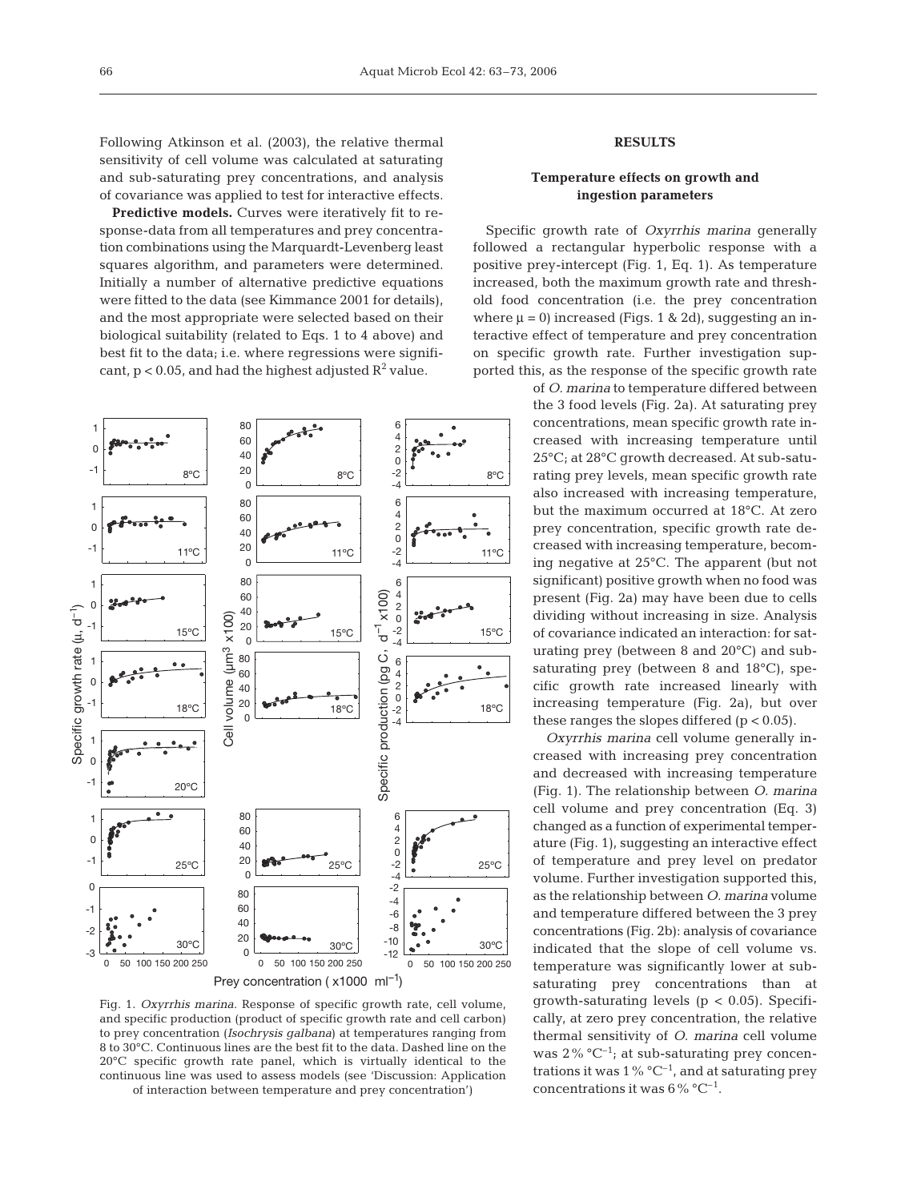Following Atkinson et al. (2003), the relative thermal sensitivity of cell volume was calculated at saturating and sub-saturating prey concentrations, and analysis of covariance was applied to test for interactive effects.

**Predictive models.** Curves were iteratively fit to response-data from all temperatures and prey concentration combinations using the Marquardt-Levenberg least squares algorithm, and parameters were determined. Initially a number of alternative predictive equations were fitted to the data (see Kimmance 2001 for details), and the most appropriate were selected based on their biological suitability (related to Eqs. 1 to 4 above) and best fit to the data; i.e. where regressions were significant, $p < 0.05$, and had the highest adjusted $R^2$ value.

## RESULTS

### Temperature effects on growth and ingestion parameters

Specific growth rate of *Oxyrrhis marina* generally followed a rectangular hyperbolic response with a positive prey-intercept (Fig. 1, Eq. 1). As temperature increased, both the maximum growth rate and threshold food concentration (i.e. the prey concentration where $\mu = 0$) increased (Figs. 1 & 2d), suggesting an interactive effect of temperature and prey concentration on specific growth rate. Further investigation supported this, as the response of the specific growth rate of *O. marina* to temperature differed between the 3 food levels (Fig. 2a). At saturating prey concentrations, mean specific growth rate increased with increasing temperature until 25°C; at 28°C growth decreased. At sub-saturating prey levels, mean specific growth rate also increased with increasing temperature, but the maximum occurred at 18°C. At zero prey concentration, specific growth rate decreased with increasing temperature, becoming negative at 25°C. The apparent (but not significant) positive growth when no food was present (Fig. 2a) may have been due to cells dividing without increasing in size. Analysis of covariance indicated an interaction: for saturating prey (between 8 and 20°C) and sub-saturating prey (between 8 and 18°C), specific growth rate increased linearly with increasing temperature (Fig. 2a), but over these ranges the slopes differed ($p < 0.05$).

*Oxyrrhis marina* cell volume generally increased with increasing prey concentration and decreased with increasing temperature (Fig. 1). The relationship between *O. marina* cell volume and prey concentration (Eq. 3) changed as a function of experimental temperature (Fig. 1), suggesting an interactive effect of temperature and prey level on predator volume. Further investigation supported this, as the relationship between *O. marina* volume and temperature differed between the 3 prey concentrations (Fig. 2b): analysis of covariance indicated that the slope of cell volume vs. temperature was significantly lower at sub-saturating prey concentrations than at growth-saturating levels ($p < 0.05$). Specifically, at zero prey concentration, the relative thermal sensitivity of *O. marina* cell volume was 2% °C$^{-1}$; at sub-saturating prey concentrations it was 1% °C$^{-1}$, and at saturating prey concentrations it was 6% °C$^{-1}$.

Fig. 1. *Oxyrrhis marina*. Response of specific growth rate, cell volume, and specific production (product of specific growth rate and cell carbon) to prey concentration (*Isochrysis galbana*) at temperatures ranging from 8 to 30°C. Continuous lines are the best fit to the data. Dashed line on the 20°C specific growth rate panel, which is virtually identical to the continuous line was used to assess models (see 'Discussion: Application of interaction between temperature and prey concentration')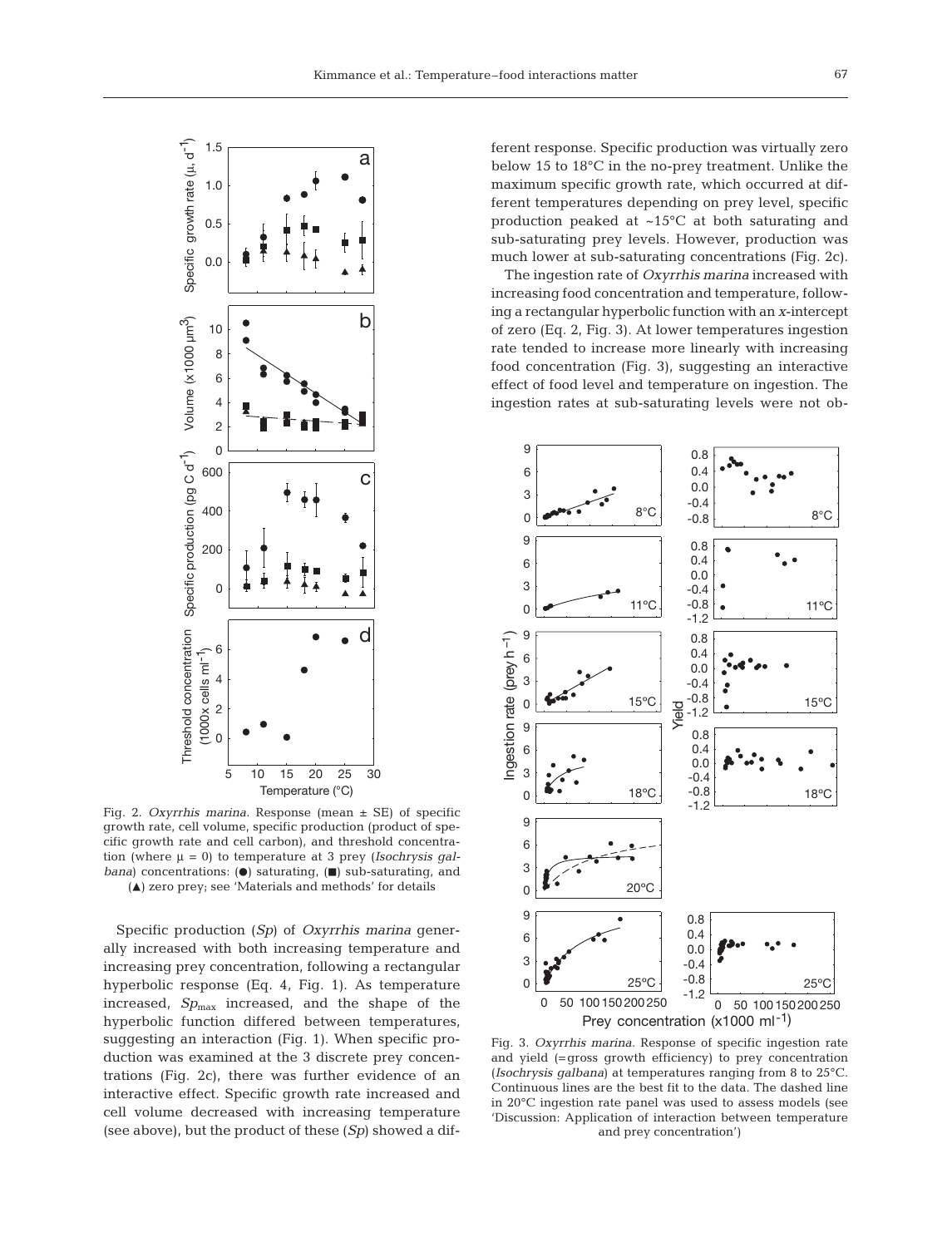Fig. 2. *Oxyrrhis marina*. Response (mean ± SE) of specific growth rate, cell volume, specific production (product of specific growth rate and cell carbon), and threshold concentration (where $\mu = 0$) to temperature at 3 prey (*Isochrysis galbana*) concentrations: (●) saturating, (■) sub-saturating, and (▲) zero prey; see 'Materials and methods' for details

Specific production ($Sp$) of *Oxyrrhis marina* generally increased with both increasing temperature and increasing prey concentration, following a rectangular hyperbolic response (Eq. 4, Fig. 1). As temperature increased, $Sp_{max}$ increased, and the shape of the hyperbolic function differed between temperatures, suggesting an interaction (Fig. 1). When specific production was examined at the 3 discrete prey concentrations (Fig. 2c), there was further evidence of an interactive effect. Specific growth rate increased and cell volume decreased with increasing temperature (see above), but the product of these ($Sp$) showed a different response. Specific production was virtually zero below 15 to 18°C in the no-prey treatment. Unlike the maximum specific growth rate, which occurred at different temperatures depending on prey level, specific production peaked at ~15°C at both saturating and sub-saturating prey levels. However, production was much lower at sub-saturating concentrations (Fig. 2c).

The ingestion rate of *Oxyrrhis marina* increased with increasing food concentration and temperature, following a rectangular hyperbolic function with an *x*-intercept of zero (Eq. 2, Fig. 3). At lower temperatures ingestion rate tended to increase more linearly with increasing food concentration (Fig. 3), suggesting an interactive effect of food level and temperature on ingestion. The ingestion rates at sub-saturating levels were not ob-

Fig. 3. *Oxyrrhis marina*. Response of specific ingestion rate and yield (=gross growth efficiency) to prey concentration (*Isochrysis galbana*) at temperatures ranging from 8 to 25°C. Continuous lines are the best fit to the data. The dashed line in 20°C ingestion rate panel was used to assess models (see 'Discussion: Application of interaction between temperature and prey concentration')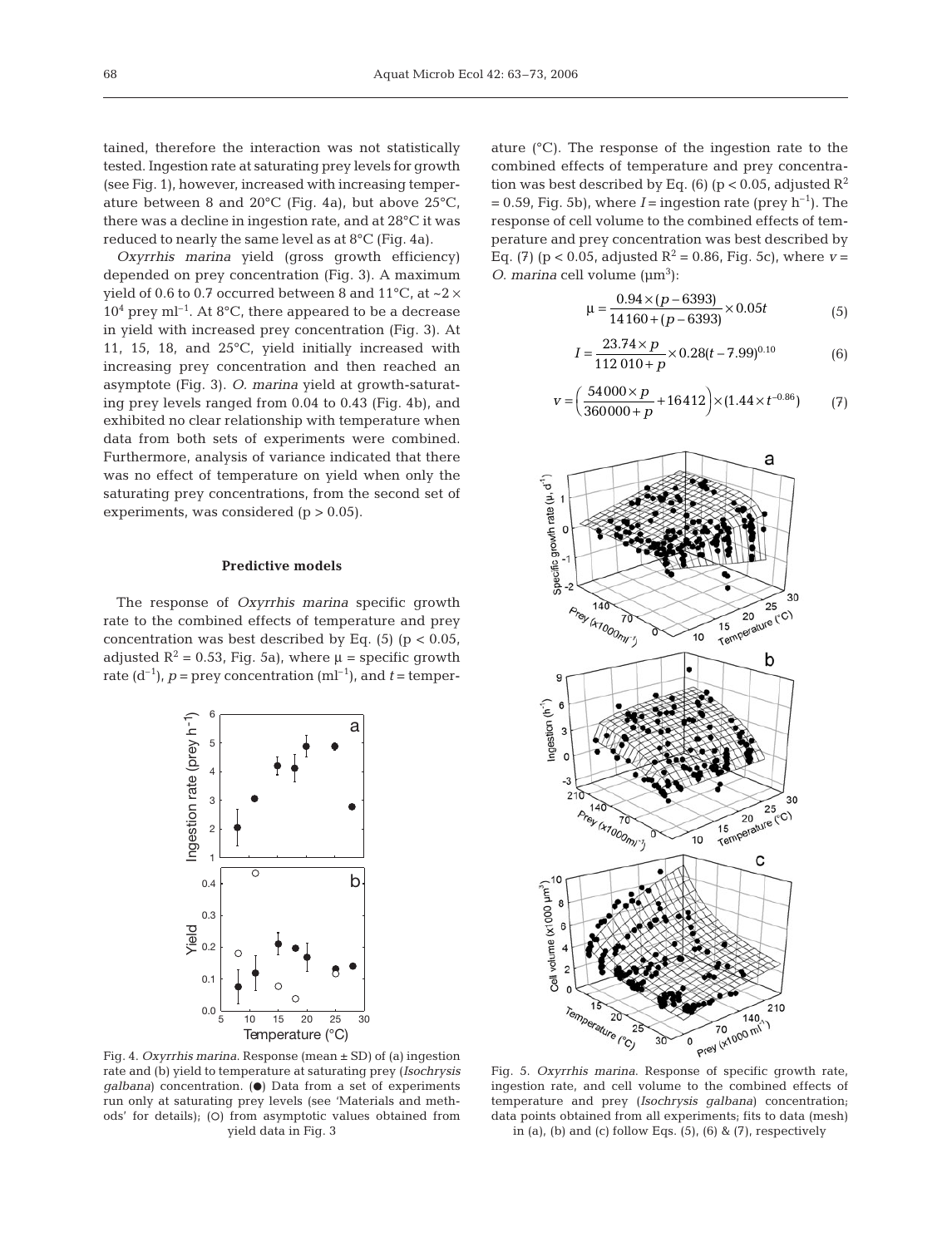tained, therefore the interaction was not statistically tested. Ingestion rate at saturating prey levels for growth (see Fig. 1), however, increased with increasing temperature between 8 and 20°C (Fig. 4a), but above 25°C, there was a decline in ingestion rate, and at 28°C it was reduced to nearly the same level as at 8°C (Fig. 4a).

*Oxyrrhis marina* yield (gross growth efficiency) depended on prey concentration (Fig. 3). A maximum yield of 0.6 to 0.7 occurred between 8 and 11°C, at $\sim 2 \times 10^4$ prey ml$^{-1}$. At 8°C, there appeared to be a decrease in yield with increased prey concentration (Fig. 3). At 11, 15, 18, and 25°C, yield initially increased with increasing prey concentration and then reached an asymptote (Fig. 3). *O. marina* yield at growth-saturating prey levels ranged from 0.04 to 0.43 (Fig. 4b), and exhibited no clear relationship with temperature when data from both sets of experiments were combined. Furthermore, analysis of variance indicated that there was no effect of temperature on yield when only the saturating prey concentrations, from the second set of experiments, was considered ($p > 0.05$).

### Predictive models

The response of *Oxyrrhis marina* specific growth rate to the combined effects of temperature and prey concentration was best described by Eq. (5) ($p < 0.05$, adjusted $R^2 = 0.53$, Fig. 5a), where $\mu$ = specific growth rate (d$^{-1}$), $p$ = prey concentration (ml$^{-1}$), and $t$ = temperature (°C). The response of the ingestion rate to the combined effects of temperature and prey concentration was best described by Eq. (6) ($p < 0.05$, adjusted $R^2 = 0.59$, Fig. 5b), where $I$ = ingestion rate (prey h$^{-1}$). The response of cell volume to the combined effects of temperature and prey concentration was best described by Eq. (7) ($p < 0.05$, adjusted $R^2 = 0.86$, Fig. 5c), where $v$ = *O. marina* cell volume (µm$^3$):

$$\mu = \frac{0.94 \times (p - 6393)}{14160 + (p - 6393)} \times 0.05t \tag{5}$$

$$I = \frac{23.74 \times p}{112\,010 + p} \times 0.28(t - 7.99)^{0.10} \tag{6}$$

$$v = \left(\frac{54000 \times p}{360000 + p} + 16412\right) \times (1.44 \times t^{-0.86}) \tag{7}$$

Fig. 4. *Oxyrrhis marina*. Response (mean ± SD) of (a) ingestion rate and (b) yield to temperature at saturating prey (*Isochrysis galbana*) concentration. (●) Data from a set of experiments run only at saturating prey levels (see 'Materials and methods' for details); (○) from asymptotic values obtained from yield data in Fig. 3

Fig. 5. *Oxyrrhis marina*. Response of specific growth rate, ingestion rate, and cell volume to the combined effects of temperature and prey (*Isochrysis galbana*) concentration; data points obtained from all experiments; fits to data (mesh) in (a), (b) and (c) follow Eqs. (5), (6) & (7), respectively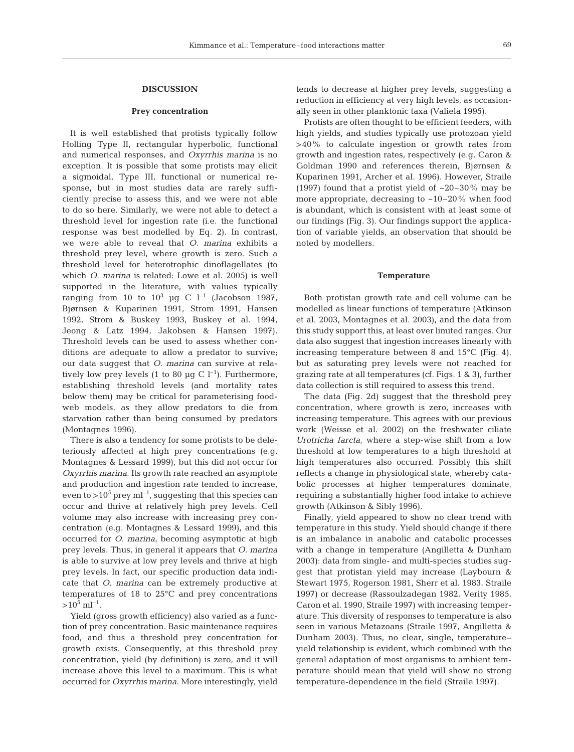## DISCUSSION

### Prey concentration

It is well established that protists typically follow Holling Type II, rectangular hyperbolic, functional and numerical responses, and *Oxyrrhis marina* is no exception. It is possible that some protists may elicit a sigmoidal, Type III, functional or numerical response, but in most studies data are rarely sufficiently precise to assess this, and we were not able to do so here. Similarly, we were not able to detect a threshold level for ingestion rate (i.e. the functional response was best modelled by Eq. 2). In contrast, we were able to reveal that *O. marina* exhibits a threshold prey level, where growth is zero. Such a threshold level for heterotrophic dinoflagellates (to which *O. marina* is related: Lowe et al. 2005) is well supported in the literature, with values typically ranging from 10 to $10^3$ µg C $l^{-1}$ (Jacobson 1987, Bjørnsen & Kuparinen 1991, Strom 1991, Hansen 1992, Strom & Buskey 1993, Buskey et al. 1994, Jeong & Latz 1994, Jakobsen & Hansen 1997). Threshold levels can be used to assess whether conditions are adequate to allow a predator to survive; our data suggest that *O. marina* can survive at relatively low prey levels (1 to 80 µg C $l^{-1}$). Furthermore, establishing threshold levels (and mortality rates below them) may be critical for parameterising food-web models, as they allow predators to die from starvation rather than being consumed by predators (Montagnes 1996).

There is also a tendency for some protists to be deleteriously affected at high prey concentrations (e.g. Montagnes & Lessard 1999), but this did not occur for *Oxyrrhis marina*. Its growth rate reached an asymptote and production and ingestion rate tended to increase, even to $>10^5$ prey $ml^{-1}$, suggesting that this species can occur and thrive at relatively high prey levels. Cell volume may also increase with increasing prey concentration (e.g. Montagnes & Lessard 1999), and this occurred for *O. marina*, becoming asymptotic at high prey levels. Thus, in general it appears that *O. marina* is able to survive at low prey levels and thrive at high prey levels. In fact, our specific production data indicate that *O. marina* can be extremely productive at temperatures of 18 to 25°C and prey concentrations $>10^5$ $ml^{-1}$.

Yield (gross growth efficiency) also varied as a function of prey concentration. Basic maintenance requires food, and thus a threshold prey concentration for growth exists. Consequently, at this threshold prey concentration, yield (by definition) is zero, and it will increase above this level to a maximum. This is what occurred for *Oxyrrhis marina*. More interestingly, yield tends to decrease at higher prey levels, suggesting a reduction in efficiency at very high levels, as occasionally seen in other planktonic taxa (Valiela 1995).

Protists are often thought to be efficient feeders, with high yields, and studies typically use protozoan yield >40% to calculate ingestion or growth rates from growth and ingestion rates, respectively (e.g. Caron & Goldman 1990 and references therein, Bjørnsen & Kuparinen 1991, Archer et al. 1996). However, Straile (1997) found that a protist yield of ~20–30% may be more appropriate, decreasing to ~10–20% when food is abundant, which is consistent with at least some of our findings (Fig. 3). Our findings support the application of variable yields, an observation that should be noted by modellers.

### Temperature

Both protistan growth rate and cell volume can be modelled as linear functions of temperature (Atkinson et al. 2003, Montagnes et al. 2003), and the data from this study support this, at least over limited ranges. Our data also suggest that ingestion increases linearly with increasing temperature between 8 and 15°C (Fig. 4), but as saturating prey levels were not reached for grazing rate at all temperatures (cf. Figs. 1 & 3), further data collection is still required to assess this trend.

The data (Fig. 2d) suggest that the threshold prey concentration, where growth is zero, increases with increasing temperature. This agrees with our previous work (Weisse et al. 2002) on the freshwater ciliate *Urotricha farcta*, where a step-wise shift from a low threshold at low temperatures to a high threshold at high temperatures also occurred. Possibly this shift reflects a change in physiological state, whereby catabolic processes at higher temperatures dominate, requiring a substantially higher food intake to achieve growth (Atkinson & Sibly 1996).

Finally, yield appeared to show no clear trend with temperature in this study. Yield should change if there is an imbalance in anabolic and catabolic processes with a change in temperature (Angilletta & Dunham 2003): data from single- and multi-species studies suggest that protistan yield may increase (Laybourn & Stewart 1975, Rogerson 1981, Sherr et al. 1983, Straile 1997) or decrease (Rassoulzadegan 1982, Verity 1985, Caron et al. 1990, Straile 1997) with increasing temperature. This diversity of responses to temperature is also seen in various Metazoans (Straile 1997, Angilletta & Dunham 2003). Thus, no clear, single, temperature–yield relationship is evident, which combined with the general adaptation of most organisms to ambient temperature should mean that yield will show no strong temperature-dependence in the field (Straile 1997).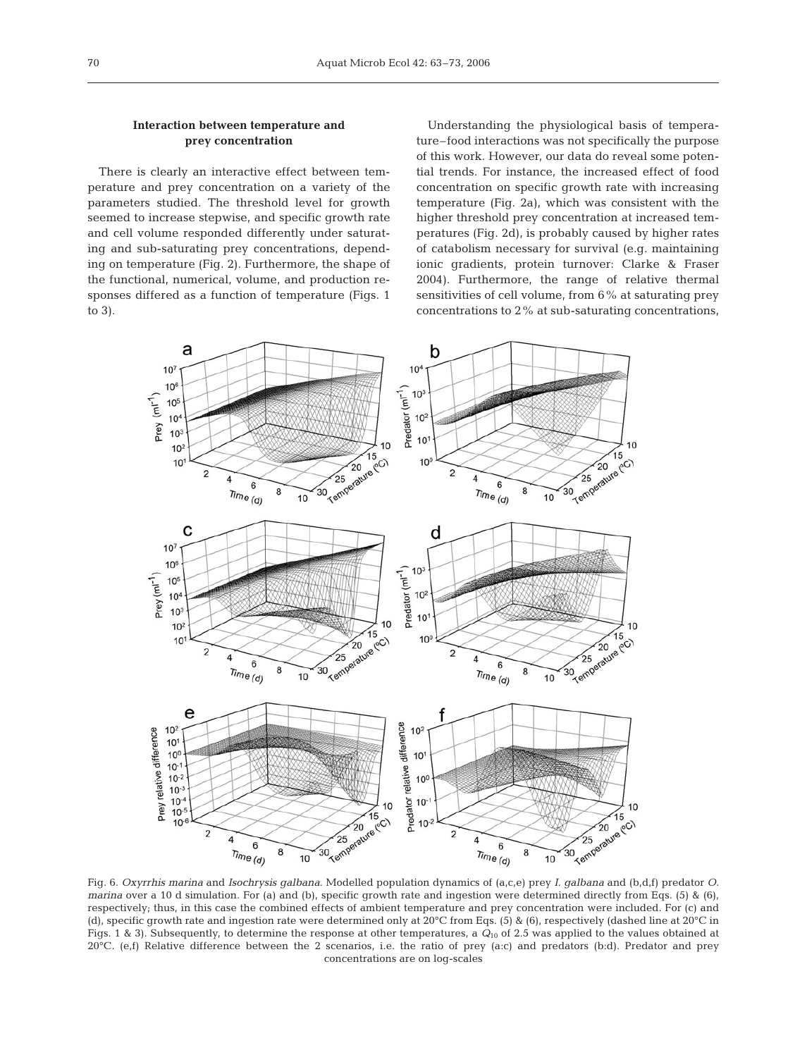### Interaction between temperature and prey concentration

There is clearly an interactive effect between temperature and prey concentration on a variety of the parameters studied. The threshold level for growth seemed to increase stepwise, and specific growth rate and cell volume responded differently under saturating and sub-saturating prey concentrations, depending on temperature (Fig. 2). Furthermore, the shape of the functional, numerical, volume, and production responses differed as a function of temperature (Figs. 1 to 3).

Understanding the physiological basis of temperature–food interactions was not specifically the purpose of this work. However, our data do reveal some potential trends. For instance, the increased effect of food concentration on specific growth rate with increasing temperature (Fig. 2a), which was consistent with the higher threshold prey concentration at increased temperatures (Fig. 2d), is probably caused by higher rates of catabolism necessary for survival (e.g. maintaining ionic gradients, protein turnover: Clarke & Fraser 2004). Furthermore, the range of relative thermal sensitivities of cell volume, from 6% at saturating prey concentrations to 2% at sub-saturating concentrations,

Fig. 6. *Oxyrrhis marina* and *Isochrysis galbana*. Modelled population dynamics of (a,c,e) prey *I. galbana* and (b,d,f) predator *O. marina* over a 10 d simulation. For (a) and (b), specific growth rate and ingestion were determined directly from Eqs. (5) & (6), respectively; thus, in this case the combined effects of ambient temperature and prey concentration were included. For (c) and (d), specific growth rate and ingestion rate were determined only at 20°C from Eqs. (5) & (6), respectively (dashed line at 20°C in Figs. 1 & 3). Subsequently, to determine the response at other temperatures, a $Q_{10}$ of 2.5 was applied to the values obtained at 20°C. (e,f) Relative difference between the 2 scenarios, i.e. the ratio of prey (a:c) and predators (b:d). Predator and prey concentrations are on log-scales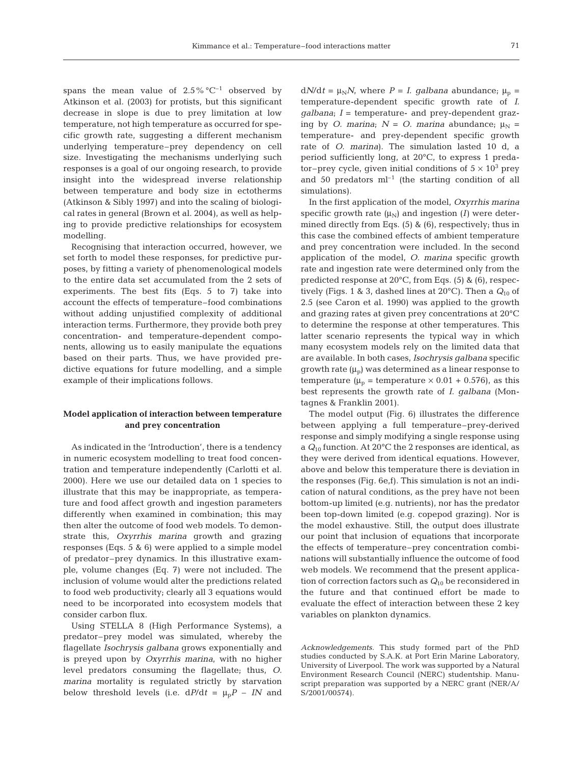spans the mean value of 2.5% °C$^{-1}$ observed by Atkinson et al. (2003) for protists, but this significant decrease in slope is due to prey limitation at low temperature, not high temperature as occurred for specific growth rate, suggesting a different mechanism underlying temperature–prey dependency on cell size. Investigating the mechanisms underlying such responses is a goal of our ongoing research, to provide insight into the widespread inverse relationship between temperature and body size in ectotherms (Atkinson & Sibly 1997) and into the scaling of biological rates in general (Brown et al. 2004), as well as helping to provide predictive relationships for ecosystem modelling.

Recognising that interaction occurred, however, we set forth to model these responses, for predictive purposes, by fitting a variety of phenomenological models to the entire data set accumulated from the 2 sets of experiments. The best fits (Eqs. 5 to 7) take into account the effects of temperature–food combinations without adding unjustified complexity of additional interaction terms. Furthermore, they provide both prey concentration- and temperature-dependent components, allowing us to easily manipulate the equations based on their parts. Thus, we have provided predictive equations for future modelling, and a simple example of their implications follows.

## Model application of interaction between temperature and prey concentration

As indicated in the 'Introduction', there is a tendency in numeric ecosystem modelling to treat food concentration and temperature independently (Carlotti et al. 2000). Here we use our detailed data on 1 species to illustrate that this may be inappropriate, as temperature and food affect growth and ingestion parameters differently when examined in combination; this may then alter the outcome of food web models. To demonstrate this, *Oxyrrhis marina* growth and grazing responses (Eqs. 5 & 6) were applied to a simple model of predator–prey dynamics. In this illustrative example, volume changes (Eq. 7) were not included. The inclusion of volume would alter the predictions related to food web productivity; clearly all 3 equations would need to be incorporated into ecosystem models that consider carbon flux.

Using STELLA 8 (High Performance Systems), a predator–prey model was simulated, whereby the flagellate *Isochrysis galbana* grows exponentially and is preyed upon by *Oxyrrhis marina*, with no higher level predators consuming the flagellate; thus, *O. marina* mortality is regulated strictly by starvation below threshold levels (i.e. $dP/dt = \mu_p P - IN$ and $dN/dt = \mu_N N$, where $P$ = *I. galbana* abundance; $\mu_p$ = temperature-dependent specific growth rate of *I. galbana*; $I$ = temperature- and prey-dependent grazing by *O. marina*; $N$ = *O. marina* abundance; $\mu_N$ = temperature- and prey-dependent specific growth rate of *O. marina*). The simulation lasted 10 d, a period sufficiently long, at 20°C, to express 1 predator–prey cycle, given initial conditions of $5 \times 10^3$ prey and 50 predators ml$^{-1}$ (the starting condition of all simulations).

In the first application of the model, *Oxyrrhis marina* specific growth rate ($\mu_N$) and ingestion ($I$) were determined directly from Eqs. (5) & (6), respectively; thus in this case the combined effects of ambient temperature and prey concentration were included. In the second application of the model, *O. marina* specific growth rate and ingestion rate were determined only from the predicted response at 20°C, from Eqs. (5) & (6), respectively (Figs. 1 & 3, dashed lines at 20°C). Then a $Q_{10}$ of 2.5 (see Caron et al. 1990) was applied to the growth and grazing rates at given prey concentrations at 20°C to determine the response at other temperatures. This latter scenario represents the typical way in which many ecosystem models rely on the limited data that are available. In both cases, *Isochrysis galbana* specific growth rate ($\mu_p$) was determined as a linear response to temperature ($\mu_p$ = temperature × 0.01 + 0.576), as this best represents the growth rate of *I. galbana* (Montagnes & Franklin 2001).

The model output (Fig. 6) illustrates the difference between applying a full temperature–prey-derived response and simply modifying a single response using a $Q_{10}$ function. At 20°C the 2 responses are identical, as they were derived from identical equations. However, above and below this temperature there is deviation in the responses (Fig. 6e,f). This simulation is not an indication of natural conditions, as the prey have not been bottom-up limited (e.g. nutrients), nor has the predator been top-down limited (e.g. copepod grazing). Nor is the model exhaustive. Still, the output does illustrate our point that inclusion of equations that incorporate the effects of temperature–prey concentration combinations will substantially influence the outcome of food web models. We recommend that the present application of correction factors such as $Q_{10}$ be reconsidered in the future and that continued effort be made to evaluate the effect of interaction between these 2 key variables on plankton dynamics.

*Acknowledgements.* This study formed part of the PhD studies conducted by S.A.K. at Port Erin Marine Laboratory, University of Liverpool. The work was supported by a Natural Environment Research Council (NERC) studentship. Manuscript preparation was supported by a NERC grant (NER/A/S/2001/00574).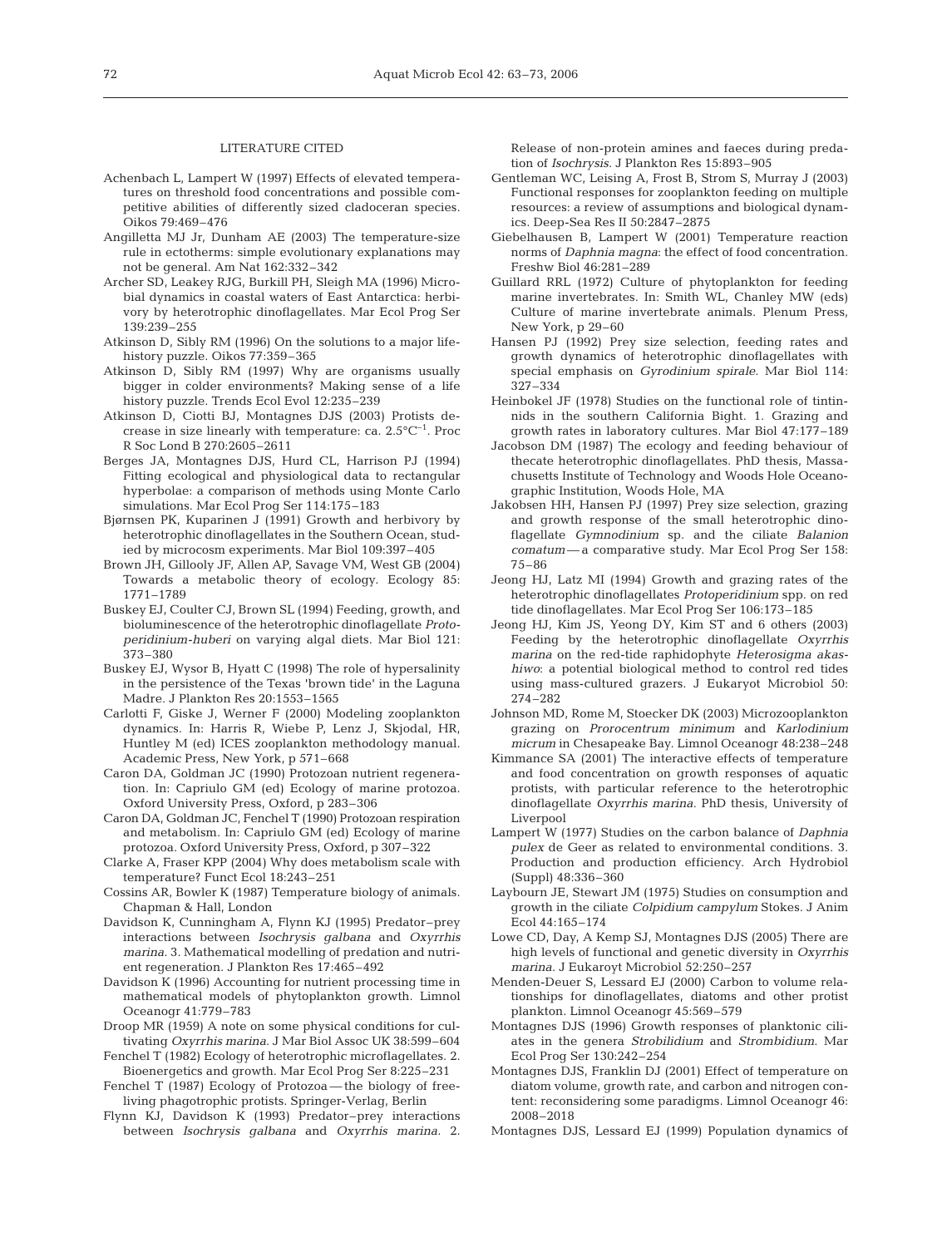## LITERATURE CITED

Achenbach L, Lampert W (1997) Effects of elevated temperatures on threshold food concentrations and possible competitive abilities of differently sized cladoceran species. Oikos 79:469–476

Angilletta MJ Jr, Dunham AE (2003) The temperature-size rule in ectotherms: simple evolutionary explanations may not be general. Am Nat 162:332–342

Archer SD, Leakey RJG, Burkill PH, Sleigh MA (1996) Microbial dynamics in coastal waters of East Antarctica: herbivory by heterotrophic dinoflagellates. Mar Ecol Prog Ser 139:239–255

Atkinson D, Sibly RM (1996) On the solutions to a major life-history puzzle. Oikos 77:359–365

Atkinson D, Sibly RM (1997) Why are organisms usually bigger in colder environments? Making sense of a life history puzzle. Trends Ecol Evol 12:235–239

Atkinson D, Ciotti BJ, Montagnes DJS (2003) Protists decrease in size linearly with temperature: ca. 2.5°C$^{-1}$. Proc R Soc Lond B 270:2605–2611

Berges JA, Montagnes DJS, Hurd CL, Harrison PJ (1994) Fitting ecological and physiological data to rectangular hyperbolae: a comparison of methods using Monte Carlo simulations. Mar Ecol Prog Ser 114:175–183

Bjørnsen PK, Kuparinen J (1991) Growth and herbivory by heterotrophic dinoflagellates in the Southern Ocean, studied by microcosm experiments. Mar Biol 109:397–405

Brown JH, Gillooly JF, Allen AP, Savage VM, West GB (2004) Towards a metabolic theory of ecology. Ecology 85: 1771–1789

Buskey EJ, Coulter CJ, Brown SL (1994) Feeding, growth, and bioluminescence of the heterotrophic dinoflagellate *Protoperidinium-huberi* on varying algal diets. Mar Biol 121: 373–380

Buskey EJ, Wysor B, Hyatt C (1998) The role of hypersalinity in the persistence of the Texas 'brown tide' in the Laguna Madre. J Plankton Res 20:1553–1565

Carlotti F, Giske J, Werner F (2000) Modeling zooplankton dynamics. In: Harris R, Wiebe P, Lenz J, Skjodal, HR, Huntley M (ed) ICES zooplankton methodology manual. Academic Press, New York, p 571–668

Caron DA, Goldman JC (1990) Protozoan nutrient regeneration. In: Capriulo GM (ed) Ecology of marine protozoa. Oxford University Press, Oxford, p 283–306

Caron DA, Goldman JC, Fenchel T (1990) Protozoan respiration and metabolism. In: Capriulo GM (ed) Ecology of marine protozoa. Oxford University Press, Oxford, p 307–322

Clarke A, Fraser KPP (2004) Why does metabolism scale with temperature? Funct Ecol 18:243–251

Cossins AR, Bowler K (1987) Temperature biology of animals. Chapman & Hall, London

Davidson K, Cunningham A, Flynn KJ (1995) Predator–prey interactions between *Isochrysis galbana* and *Oxyrrhis marina*. 3. Mathematical modelling of predation and nutrient regeneration. J Plankton Res 17:465–492

Davidson K (1996) Accounting for nutrient processing time in mathematical models of phytoplankton growth. Limnol Oceanogr 41:779–783

Droop MR (1959) A note on some physical conditions for cultivating *Oxyrrhis marina*. J Mar Biol Assoc UK 38:599–604

Fenchel T (1982) Ecology of heterotrophic microflagellates. 2. Bioenergetics and growth. Mar Ecol Prog Ser 8:225–231

Fenchel T (1987) Ecology of Protozoa — the biology of free-living phagotrophic protists. Springer-Verlag, Berlin

Flynn KJ, Davidson K (1993) Predator–prey interactions between *Isochrysis galbana* and *Oxyrrhis marina*. 2. Release of non-protein amines and faeces during predation of *Isochrysis*. J Plankton Res 15:893–905

Gentleman WC, Leising A, Frost B, Strom S, Murray J (2003) Functional responses for zooplankton feeding on multiple resources: a review of assumptions and biological dynamics. Deep-Sea Res II 50:2847–2875

Giebelhausen B, Lampert W (2001) Temperature reaction norms of *Daphnia magna*: the effect of food concentration. Freshw Biol 46:281–289

Guillard RRL (1972) Culture of phytoplankton for feeding marine invertebrates. In: Smith WL, Chanley MW (eds) Culture of marine invertebrate animals. Plenum Press, New York, p 29–60

Hansen PJ (1992) Prey size selection, feeding rates and growth dynamics of heterotrophic dinoflagellates with special emphasis on *Gyrodinium spirale*. Mar Biol 114: 327–334

Heinbokel JF (1978) Studies on the functional role of tintinnids in the southern California Bight. 1. Grazing and growth rates in laboratory cultures. Mar Biol 47:177–189

Jacobson DM (1987) The ecology and feeding behaviour of thecate heterotrophic dinoflagellates. PhD thesis, Massachusetts Institute of Technology and Woods Hole Oceanographic Institution, Woods Hole, MA

Jakobsen HH, Hansen PJ (1997) Prey size selection, grazing and growth response of the small heterotrophic dinoflagellate *Gymnodinium* sp. and the ciliate *Balanion comatum* — a comparative study. Mar Ecol Prog Ser 158: 75–86

Jeong HJ, Latz MI (1994) Growth and grazing rates of the heterotrophic dinoflagellates *Protoperidinium* spp. on red tide dinoflagellates. Mar Ecol Prog Ser 106:173–185

Jeong HJ, Kim JS, Yeong DY, Kim ST and 6 others (2003) Feeding by the heterotrophic dinoflagellate *Oxyrrhis marina* on the red-tide raphidophyte *Heterosigma akashiwo*: a potential biological method to control red tides using mass-cultured grazers. J Eukaryot Microbiol 50: 274–282

Johnson MD, Rome M, Stoecker DK (2003) Microzooplankton grazing on *Prorocentrum minimum* and *Karlodinium micrum* in Chesapeake Bay. Limnol Oceanogr 48:238–248

Kimmance SA (2001) The interactive effects of temperature and food concentration on growth responses of aquatic protists, with particular reference to the heterotrophic dinoflagellate *Oxyrrhis marina*. PhD thesis, University of Liverpool

Lampert W (1977) Studies on the carbon balance of *Daphnia pulex* de Geer as related to environmental conditions. 3. Production and production efficiency. Arch Hydrobiol (Suppl) 48:336–360

Laybourn JE, Stewart JM (1975) Studies on consumption and growth in the ciliate *Colpidium campylum* Stokes. J Anim Ecol 44:165–174

Lowe CD, Day, A Kemp SJ, Montagnes DJS (2005) There are high levels of functional and genetic diversity in *Oxyrrhis marina*. J Eukaryot Microbiol 52:250–257

Menden-Deuer S, Lessard EJ (2000) Carbon to volume relationships for dinoflagellates, diatoms and other protist plankton. Limnol Oceanogr 45:569–579

Montagnes DJS (1996) Growth responses of planktonic ciliates in the genera *Strobilidium* and *Strombidium*. Mar Ecol Prog Ser 130:242–254

Montagnes DJS, Franklin DJ (2001) Effect of temperature on diatom volume, growth rate, and carbon and nitrogen content: reconsidering some paradigms. Limnol Oceanogr 46: 2008–2018

Montagnes DJS, Lessard EJ (1999) Population dynamics of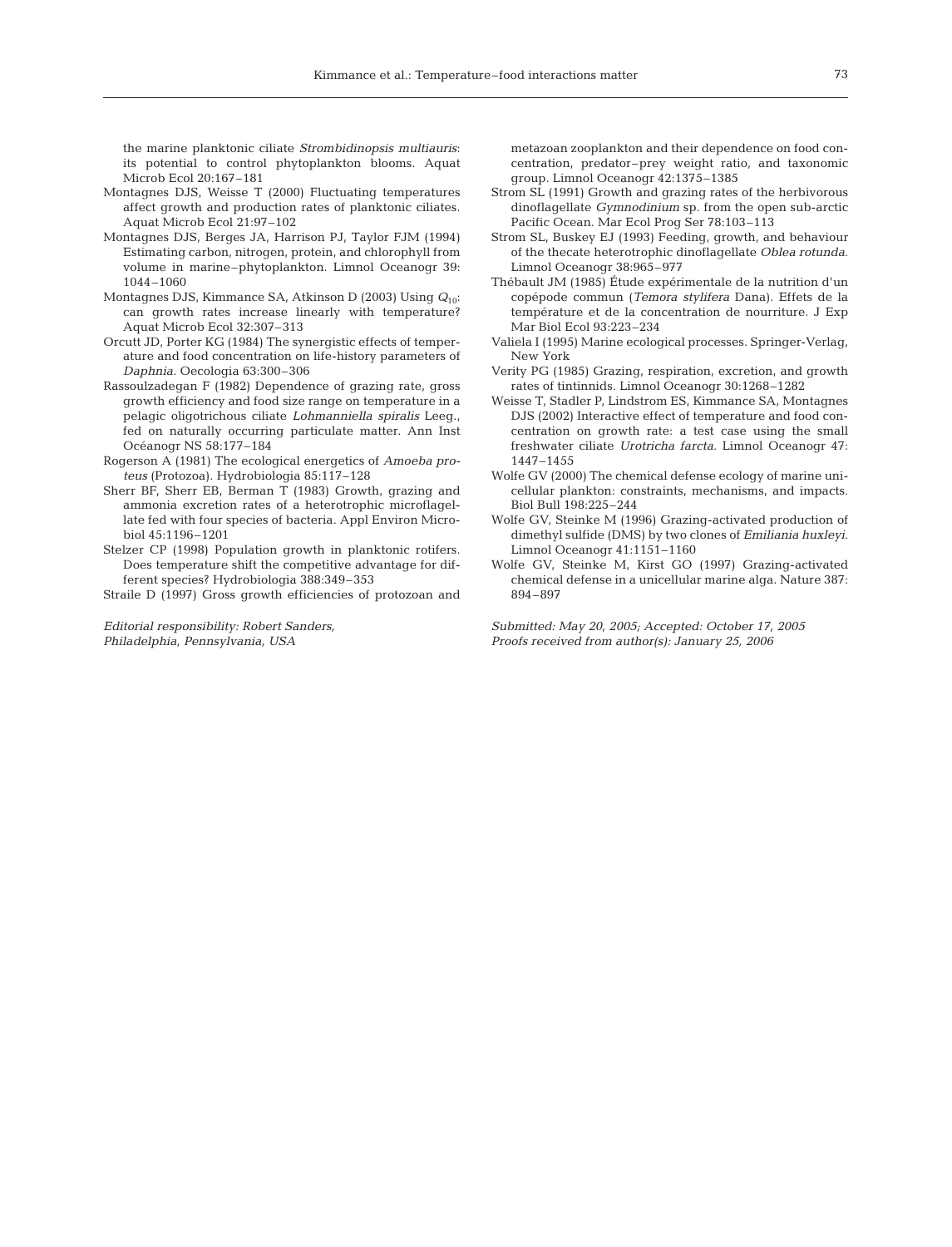the marine planktonic ciliate *Strombidinopsis multiauris*: its potential to control phytoplankton blooms. Aquat Microb Ecol 20:167–181

Montagnes DJS, Weisse T (2000) Fluctuating temperatures affect growth and production rates of planktonic ciliates. Aquat Microb Ecol 21:97–102

Montagnes DJS, Berges JA, Harrison PJ, Taylor FJM (1994) Estimating carbon, nitrogen, protein, and chlorophyll from volume in marine–phytoplankton. Limnol Oceanogr 39: 1044–1060

Montagnes DJS, Kimmance SA, Atkinson D (2003) Using $Q_{10}$: can growth rates increase linearly with temperature? Aquat Microb Ecol 32:307–313

Orcutt JD, Porter KG (1984) The synergistic effects of temperature and food concentration on life-history parameters of *Daphnia*. Oecologia 63:300–306

Rassoulzadegan F (1982) Dependence of grazing rate, gross growth efficiency and food size range on temperature in a pelagic oligotrichous ciliate *Lohmanniella spiralis* Leeg., fed on naturally occurring particulate matter. Ann Inst Océanogr NS 58:177–184

Rogerson A (1981) The ecological energetics of *Amoeba proteus* (Protozoa). Hydrobiologia 85:117–128

Sherr BF, Sherr EB, Berman T (1983) Growth, grazing and ammonia excretion rates of a heterotrophic microflagellate fed with four species of bacteria. Appl Environ Microbiol 45:1196–1201

Stelzer CP (1998) Population growth in planktonic rotifers. Does temperature shift the competitive advantage for different species? Hydrobiologia 388:349–353

Straile D (1997) Gross growth efficiencies of protozoan and metazoan zooplankton and their dependence on food concentration, predator–prey weight ratio, and taxonomic group. Limnol Oceanogr 42:1375–1385

Strom SL (1991) Growth and grazing rates of the herbivorous dinoflagellate *Gymnodinium* sp. from the open sub-arctic Pacific Ocean. Mar Ecol Prog Ser 78:103–113

Strom SL, Buskey EJ (1993) Feeding, growth, and behaviour of the thecate heterotrophic dinoflagellate *Oblea rotunda*. Limnol Oceanogr 38:965–977

Thébault JM (1985) Étude expérimentale de la nutrition d'un copépode commun (*Temora stylifera* Dana). Effets de la température et de la concentration de nourriture. J Exp Mar Biol Ecol 93:223–234

Valiela I (1995) Marine ecological processes. Springer-Verlag, New York

Verity PG (1985) Grazing, respiration, excretion, and growth rates of tintinnids. Limnol Oceanogr 30:1268–1282

Weisse T, Stadler P, Lindstrom ES, Kimmance SA, Montagnes DJS (2002) Interactive effect of temperature and food concentration on growth rate: a test case using the small freshwater ciliate *Urotricha farcta*. Limnol Oceanogr 47: 1447–1455

Wolfe GV (2000) The chemical defense ecology of marine unicellular plankton: constraints, mechanisms, and impacts. Biol Bull 198:225–244

Wolfe GV, Steinke M (1996) Grazing-activated production of dimethyl sulfide (DMS) by two clones of *Emiliania huxleyi*. Limnol Oceanogr 41:1151–1160

Wolfe GV, Steinke M, Kirst GO (1997) Grazing-activated chemical defense in a unicellular marine alga. Nature 387: 894–897

*Editorial responsibility: Robert Sanders, Philadelphia, Pennsylvania, USA*

*Submitted: May 20, 2005; Accepted: October 17, 2005*
*Proofs received from author(s): January 25, 2006*